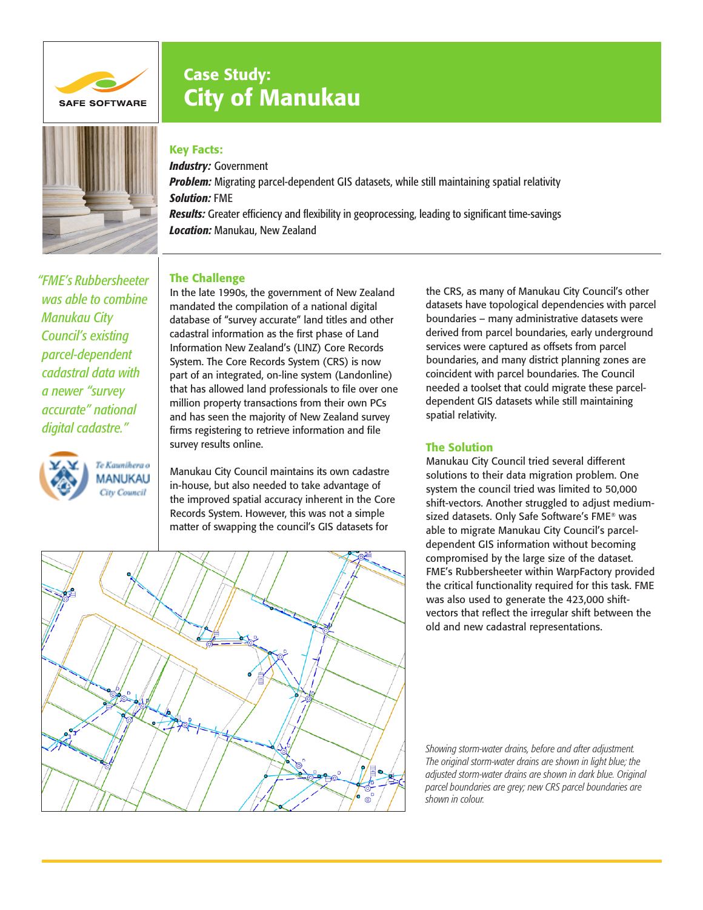# Case Study: City of Manukau

### Key Facts:

***Industry:*** Government
***Problem:*** Migrating parcel-dependent GIS datasets, while still maintaining spatial relativity
***Solution:*** FME
***Results:*** Greater efficiency and flexibility in geoprocessing, leading to significant time-savings
***Location:*** Manukau, New Zealand

*"FME's Rubbersheeter was able to combine Manukau City Council's existing parcel-dependent cadastral data with a newer "survey accurate" national digital cadastre."*

## The Challenge

In the late 1990s, the government of New Zealand mandated the compilation of a national digital database of "survey accurate" land titles and other cadastral information as the first phase of Land Information New Zealand's (LINZ) Core Records System. The Core Records System (CRS) is now part of an integrated, on-line system (Landonline) that has allowed land professionals to file over one million property transactions from their own PCs and has seen the majority of New Zealand survey firms registering to retrieve information and file survey results online.

Manukau City Council maintains its own cadastre in-house, but also needed to take advantage of the improved spatial accuracy inherent in the Core Records System. However, this was not a simple matter of swapping the council's GIS datasets for the CRS, as many of Manukau City Council's other datasets have topological dependencies with parcel boundaries – many administrative datasets were derived from parcel boundaries, early underground services were captured as offsets from parcel boundaries, and many district planning zones are coincident with parcel boundaries. The Council needed a toolset that could migrate these parcel-dependent GIS datasets while still maintaining spatial relativity.

## The Solution

Manukau City Council tried several different solutions to their data migration problem. One system the council tried was limited to 50,000 shift-vectors. Another struggled to adjust medium-sized datasets. Only Safe Software's FME® was able to migrate Manukau City Council's parcel-dependent GIS information without becoming compromised by the large size of the dataset. FME's Rubbersheeter within WarpFactory provided the critical functionality required for this task. FME was also used to generate the 423,000 shift-vectors that reflect the irregular shift between the old and new cadastral representations.

*Showing storm-water drains, before and after adjustment. The original storm-water drains are shown in light blue; the adjusted storm-water drains are shown in dark blue. Original parcel boundaries are grey; new CRS parcel boundaries are shown in colour.*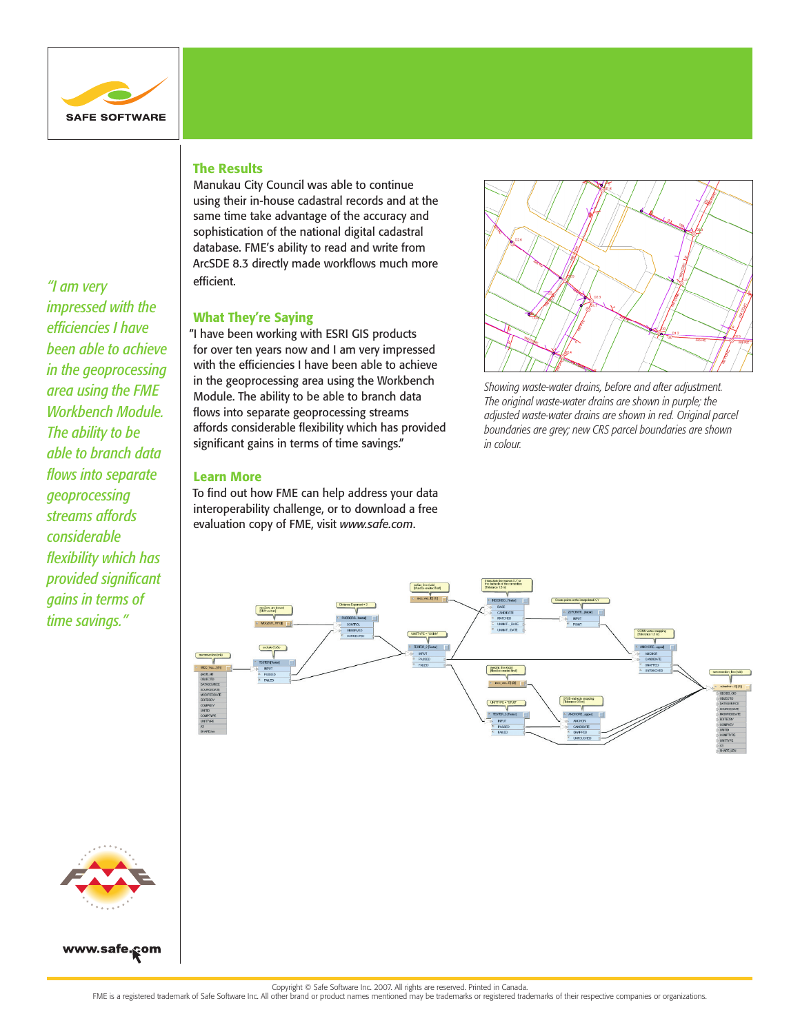## The Results

Manukau City Council was able to continue using their in-house cadastral records and at the same time take advantage of the accuracy and sophistication of the national digital cadastral database. FME's ability to read and write from ArcSDE 8.3 directly made workflows much more efficient.

## What They're Saying

"I have been working with ESRI GIS products for over ten years now and I am very impressed with the efficiencies I have been able to achieve in the geoprocessing area using the Workbench Module. The ability to be able to branch data flows into separate geoprocessing streams affords considerable flexibility which has provided significant gains in terms of time savings."

*"I am very impressed with the efficiencies I have been able to achieve in the geoprocessing area using the FME Workbench Module. The ability to be able to branch data flows into separate geoprocessing streams affords considerable flexibility which has provided significant gains in terms of time savings."*

## Learn More

To find out how FME can help address your data interoperability challenge, or to download a free evaluation copy of FME, visit *www.safe.com*.

*Showing waste-water drains, before and after adjustment. The original waste-water drains are shown in purple; the adjusted waste-water drains are shown in red. Original parcel boundaries are grey; new CRS parcel boundaries are shown in colour.*

Copyright © Safe Software Inc. 2007. All rights are reserved. Printed in Canada.
FME is a registered trademark of Safe Software Inc. All other brand or product names mentioned may be trademarks or registered trademarks of their respective companies or organizations.